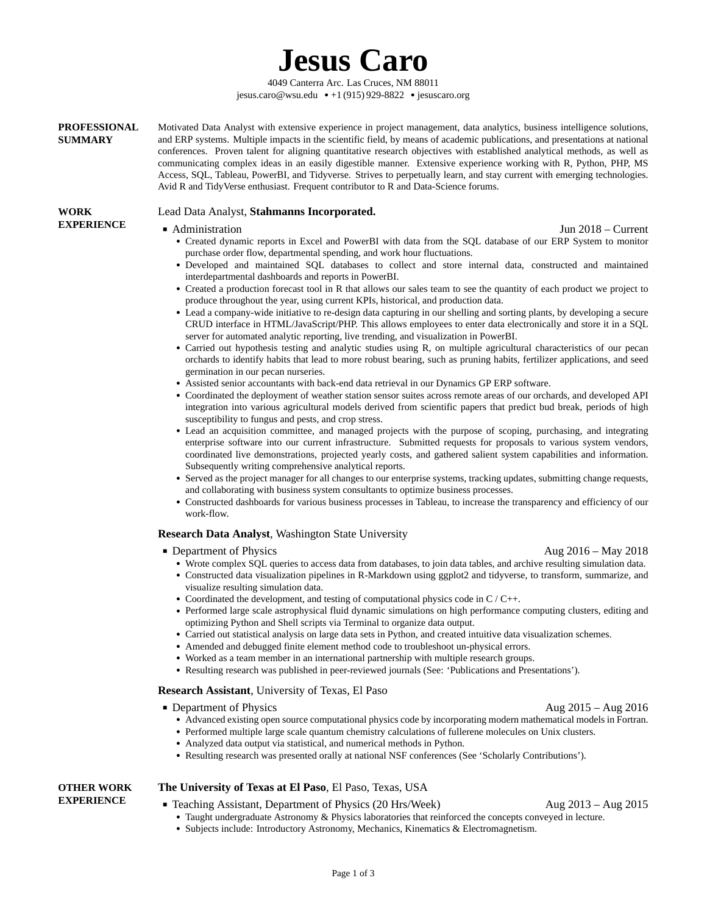# Jesus Caro

4049 Canterra Arc. Las Cruces, NM 88011
jesus.caro@wsu.edu • +1 (915) 929-8822 • jesuscaro.org

## PROFESSIONAL SUMMARY

Motivated Data Analyst with extensive experience in project management, data analytics, business intelligence solutions, and ERP systems. Multiple impacts in the scientific field, by means of academic publications, and presentations at national conferences. Proven talent for aligning quantitative research objectives with established analytical methods, as well as communicating complex ideas in an easily digestible manner. Extensive experience working with R, Python, PHP, MS Access, SQL, Tableau, PowerBI, and Tidyverse. Strives to perpetually learn, and stay current with emerging technologies. Avid R and TidyVerse enthusiast. Frequent contributor to R and Data-Science forums.

## WORK EXPERIENCE

Lead Data Analyst, **Stahmanns Incorporated.**

- Administration — Jun 2018 – Current
  - Created dynamic reports in Excel and PowerBI with data from the SQL database of our ERP System to monitor purchase order flow, departmental spending, and work hour fluctuations.
  - Developed and maintained SQL databases to collect and store internal data, constructed and maintained interdepartmental dashboards and reports in PowerBI.
  - Created a production forecast tool in R that allows our sales team to see the quantity of each product we project to produce throughout the year, using current KPIs, historical, and production data.
  - Lead a company-wide initiative to re-design data capturing in our shelling and sorting plants, by developing a secure CRUD interface in HTML/JavaScript/PHP. This allows employees to enter data electronically and store it in a SQL server for automated analytic reporting, live trending, and visualization in PowerBI.
  - Carried out hypothesis testing and analytic studies using R, on multiple agricultural characteristics of our pecan orchards to identify habits that lead to more robust bearing, such as pruning habits, fertilizer applications, and seed germination in our pecan nurseries.
  - Assisted senior accountants with back-end data retrieval in our Dynamics GP ERP software.
  - Coordinated the deployment of weather station sensor suites across remote areas of our orchards, and developed API integration into various agricultural models derived from scientific papers that predict bud break, periods of high susceptibility to fungus and pests, and crop stress.
  - Lead an acquisition committee, and managed projects with the purpose of scoping, purchasing, and integrating enterprise software into our current infrastructure. Submitted requests for proposals to various system vendors, coordinated live demonstrations, projected yearly costs, and gathered salient system capabilities and information. Subsequently writing comprehensive analytical reports.
  - Served as the project manager for all changes to our enterprise systems, tracking updates, submitting change requests, and collaborating with business system consultants to optimize business processes.
  - Constructed dashboards for various business processes in Tableau, to increase the transparency and efficiency of our work-flow.

**Research Data Analyst**, Washington State University

- Department of Physics — Aug 2016 – May 2018
  - Wrote complex SQL queries to access data from databases, to join data tables, and archive resulting simulation data.
  - Constructed data visualization pipelines in R-Markdown using ggplot2 and tidyverse, to transform, summarize, and visualize resulting simulation data.
  - Coordinated the development, and testing of computational physics code in C / C++.
  - Performed large scale astrophysical fluid dynamic simulations on high performance computing clusters, editing and optimizing Python and Shell scripts via Terminal to organize data output.
  - Carried out statistical analysis on large data sets in Python, and created intuitive data visualization schemes.
  - Amended and debugged finite element method code to troubleshoot un-physical errors.
  - Worked as a team member in an international partnership with multiple research groups.
  - Resulting research was published in peer-reviewed journals (See: 'Publications and Presentations').

**Research Assistant**, University of Texas, El Paso

- Department of Physics — Aug 2015 – Aug 2016
  - Advanced existing open source computational physics code by incorporating modern mathematical models in Fortran.
  - Performed multiple large scale quantum chemistry calculations of fullerene molecules on Unix clusters.
  - Analyzed data output via statistical, and numerical methods in Python.
  - Resulting research was presented orally at national NSF conferences (See 'Scholarly Contributions').

## OTHER WORK EXPERIENCE

**The University of Texas at El Paso**, El Paso, Texas, USA

- Teaching Assistant, Department of Physics (20 Hrs/Week) — Aug 2013 – Aug 2015
  - Taught undergraduate Astronomy & Physics laboratories that reinforced the concepts conveyed in lecture.
  - Subjects include: Introductory Astronomy, Mechanics, Kinematics & Electromagnetism.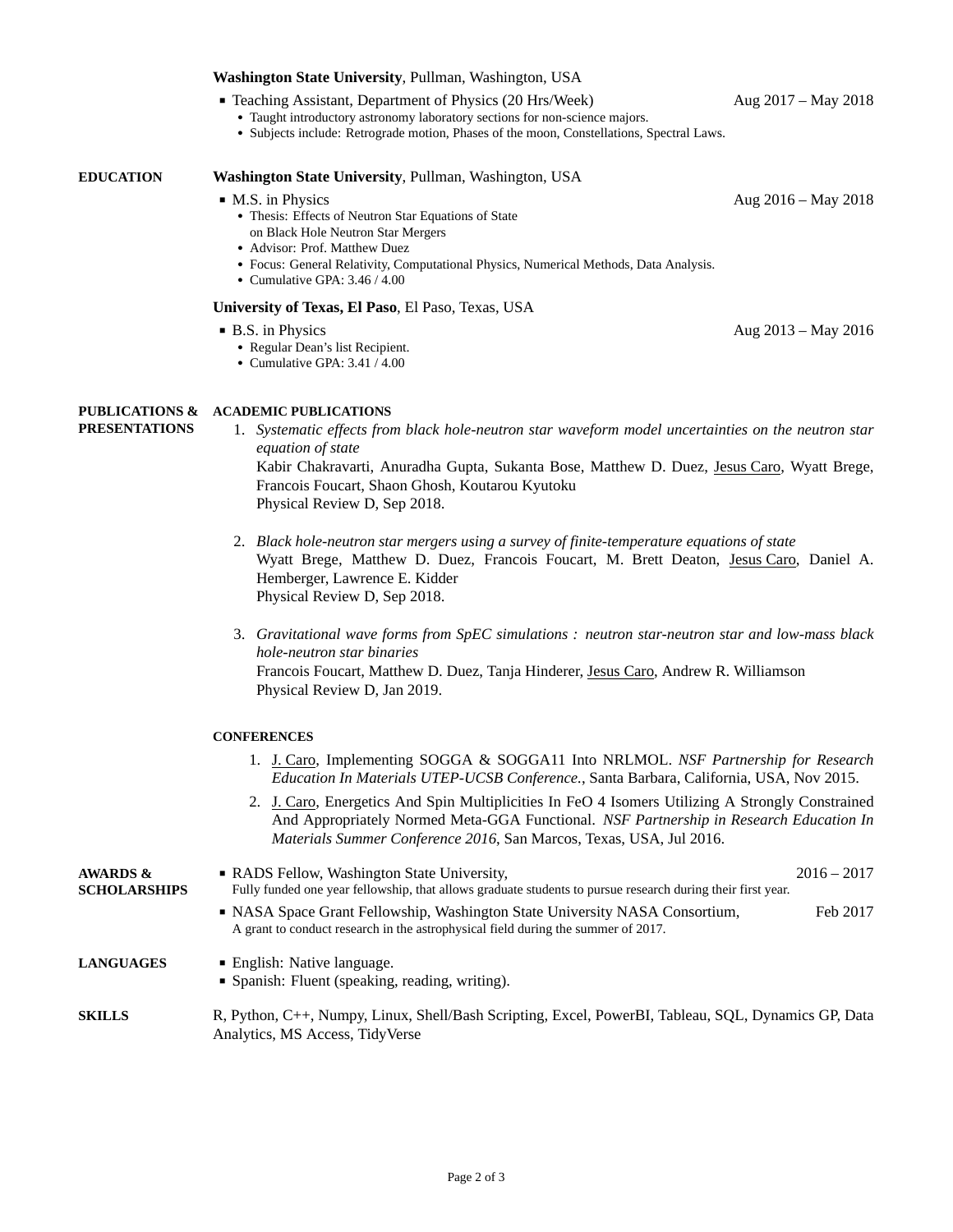**Washington State University**, Pullman, Washington, USA

- Teaching Assistant, Department of Physics (20 Hrs/Week) — Aug 2017 – May 2018
  - Taught introductory astronomy laboratory sections for non-science majors.
  - Subjects include: Retrograde motion, Phases of the moon, Constellations, Spectral Laws.

## EDUCATION

**Washington State University**, Pullman, Washington, USA

- M.S. in Physics — Aug 2016 – May 2018
  - Thesis: Effects of Neutron Star Equations of State on Black Hole Neutron Star Mergers
  - Advisor: Prof. Matthew Duez
  - Focus: General Relativity, Computational Physics, Numerical Methods, Data Analysis.
  - Cumulative GPA: 3.46 / 4.00

**University of Texas, El Paso**, El Paso, Texas, USA

- B.S. in Physics — Aug 2013 – May 2016
  - Regular Dean's list Recipient.
  - Cumulative GPA: 3.41 / 4.00

## PUBLICATIONS & PRESENTATIONS

### ACADEMIC PUBLICATIONS

1. *Systematic effects from black hole-neutron star waveform model uncertainties on the neutron star equation of state*
   Kabir Chakravarti, Anuradha Gupta, Sukanta Bose, Matthew D. Duez, Jesus Caro, Wyatt Brege, Francois Foucart, Shaon Ghosh, Koutarou Kyutoku
   Physical Review D, Sep 2018.

2. *Black hole-neutron star mergers using a survey of finite-temperature equations of state*
   Wyatt Brege, Matthew D. Duez, Francois Foucart, M. Brett Deaton, Jesus Caro, Daniel A. Hemberger, Lawrence E. Kidder
   Physical Review D, Sep 2018.

3. *Gravitational wave forms from SpEC simulations : neutron star-neutron star and low-mass black hole-neutron star binaries*
   Francois Foucart, Matthew D. Duez, Tanja Hinderer, Jesus Caro, Andrew R. Williamson
   Physical Review D, Jan 2019.

### CONFERENCES

1. J. Caro, Implementing SOGGA & SOGGA11 Into NRLMOL. *NSF Partnership for Research Education In Materials UTEP-UCSB Conference.*, Santa Barbara, California, USA, Nov 2015.
2. J. Caro, Energetics And Spin Multiplicities In FeO 4 Isomers Utilizing A Strongly Constrained And Appropriately Normed Meta-GGA Functional. *NSF Partnership in Research Education In Materials Summer Conference 2016*, San Marcos, Texas, USA, Jul 2016.

## AWARDS & SCHOLARSHIPS

- RADS Fellow, Washington State University, — 2016 – 2017
  Fully funded one year fellowship, that allows graduate students to pursue research during their first year.
- NASA Space Grant Fellowship, Washington State University NASA Consortium, — Feb 2017
  A grant to conduct research in the astrophysical field during the summer of 2017.

## LANGUAGES

- English: Native language.
- Spanish: Fluent (speaking, reading, writing).

## SKILLS

R, Python, C++, Numpy, Linux, Shell/Bash Scripting, Excel, PowerBI, Tableau, SQL, Dynamics GP, Data Analytics, MS Access, TidyVerse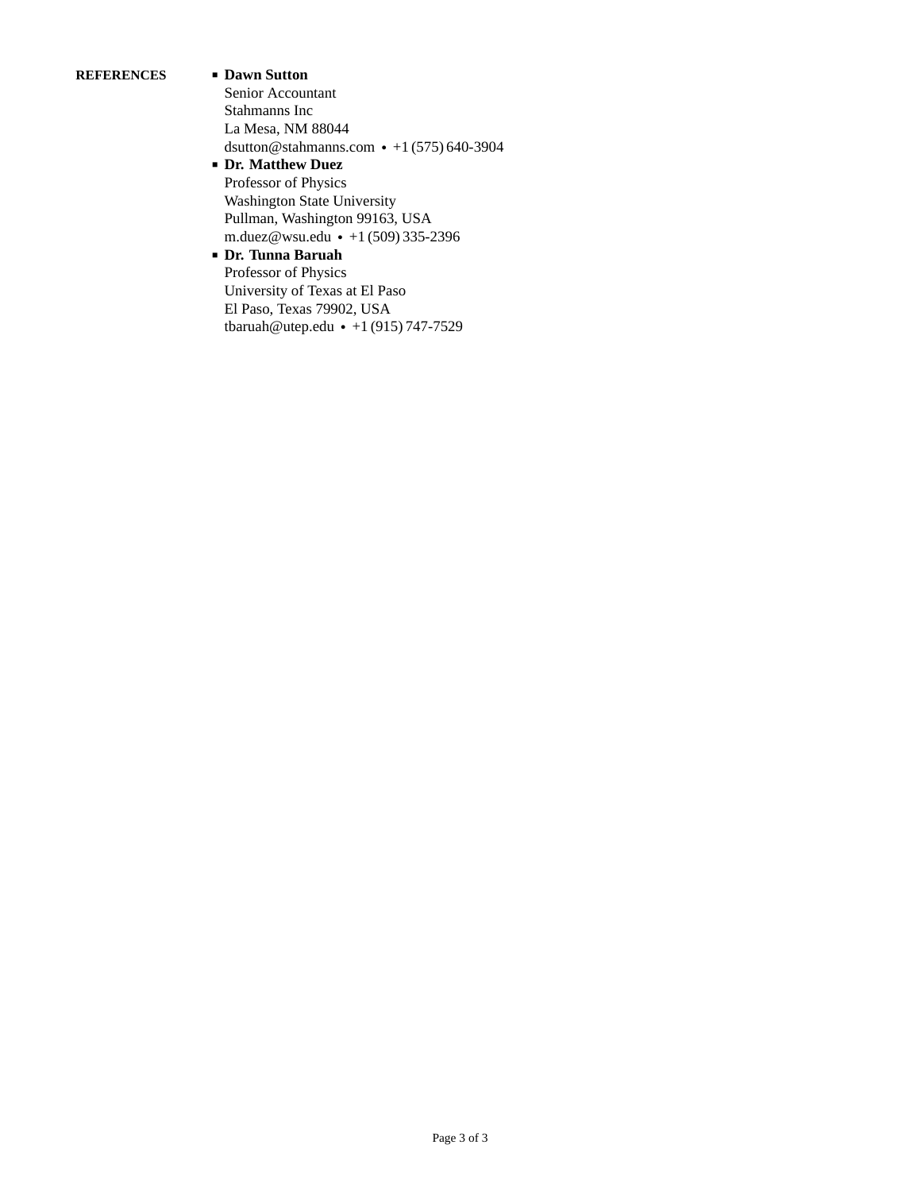## REFERENCES

- **Dawn Sutton**
  Senior Accountant
  Stahmanns Inc
  La Mesa, NM 88044
  dsutton@stahmanns.com • +1 (575) 640-3904
- **Dr. Matthew Duez**
  Professor of Physics
  Washington State University
  Pullman, Washington 99163, USA
  m.duez@wsu.edu • +1 (509) 335-2396
- **Dr. Tunna Baruah**
  Professor of Physics
  University of Texas at El Paso
  El Paso, Texas 79902, USA
  tbaruah@utep.edu • +1 (915) 747-7529